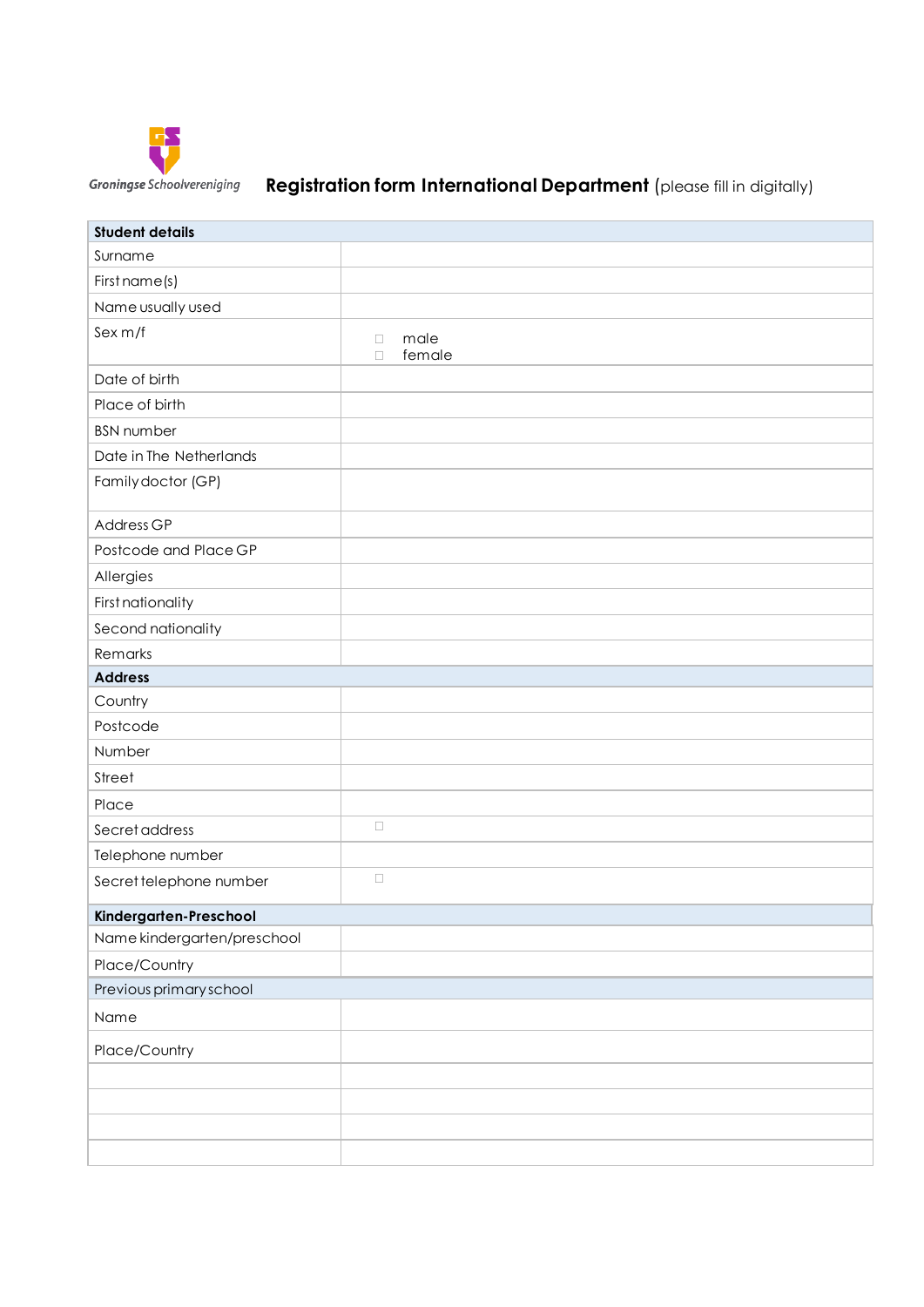Groningse Schoolvereniging

# Registration form International Department (please fill in digitally)

| **Student details** | |
|---|---|
| Surname | |
| First name(s) | |
| Name usually used | |
| Sex m/f | ☐ male<br>☐ female |
| Date of birth | |
| Place of birth | |
| BSN number | |
| Date in The Netherlands | |
| Family doctor (GP) | |
| Address GP | |
| Postcode and Place GP | |
| Allergies | |
| First nationality | |
| Second nationality | |
| Remarks | |
| **Address** | |
| Country | |
| Postcode | |
| Number | |
| Street | |
| Place | |
| Secret address | ☐ |
| Telephone number | |
| Secret telephone number | ☐ |
| **Kindergarten-Preschool** | |
| Name kindergarten/preschool | |
| Place/Country | |
| Previous primary school | |
| Name | |
| Place/Country | |
| | |
| | |
| | |
| | |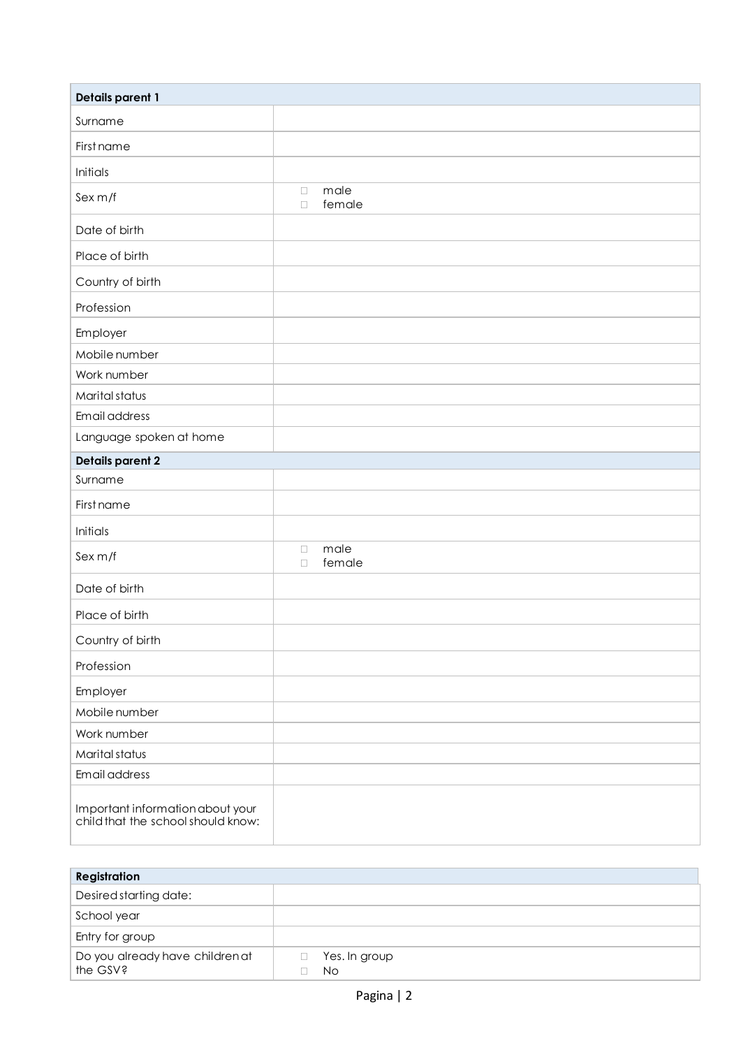| Details parent 1 | |
|---|---|
| Surname | |
| First name | |
| Initials | |
| Sex m/f | □ male<br>□ female |
| Date of birth | |
| Place of birth | |
| Country of birth | |
| Profession | |
| Employer | |
| Mobile number | |
| Work number | |
| Marital status | |
| Email address | |
| Language spoken at home | |

| Details parent 2 | |
|---|---|
| Surname | |
| First name | |
| Initials | |
| Sex m/f | □ male<br>□ female |
| Date of birth | |
| Place of birth | |
| Country of birth | |
| Profession | |
| Employer | |
| Mobile number | |
| Work number | |
| Marital status | |
| Email address | |
| Important information about your child that the school should know: | |

| Registration | |
|---|---|
| Desired starting date: | |
| School year | |
| Entry for group | |
| Do you already have children at the GSV? | □ Yes. In group<br>□ No |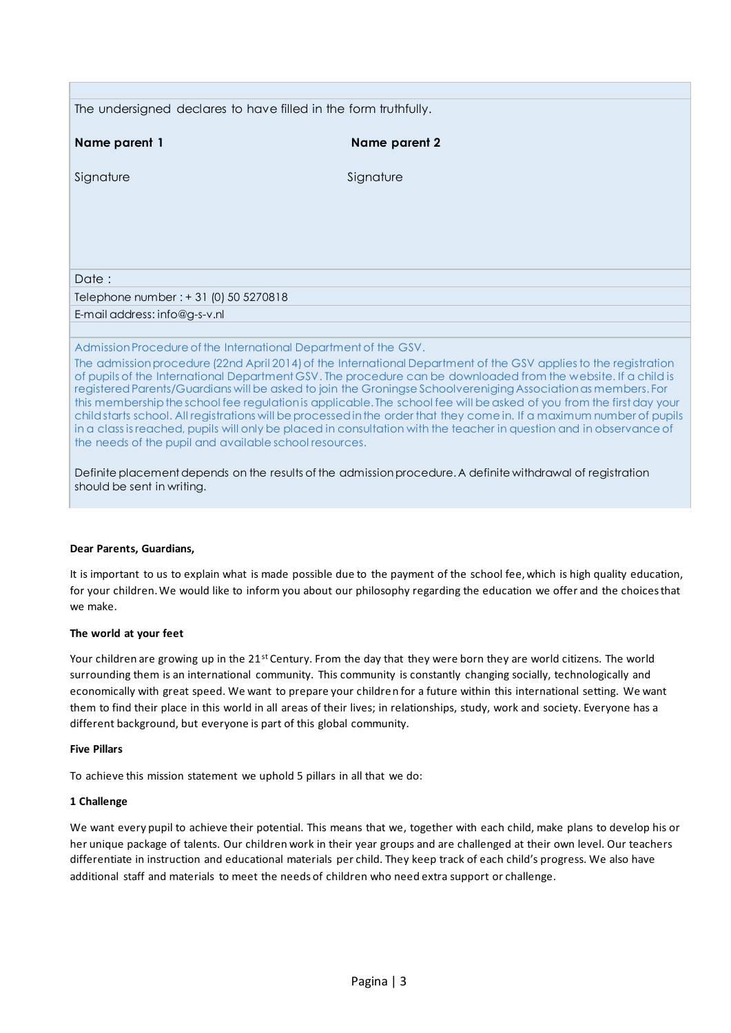The undersigned declares to have filled in the form truthfully.

| **Name parent 1** | **Name parent 2** |
|---|---|
| Signature | Signature |

Date :

Telephone number : + 31 (0) 50 5270818

E-mail address: info@g-s-v.nl

Admission Procedure of the International Department of the GSV.

The admission procedure (22nd April 2014) of the International Department of the GSV applies to the registration of pupils of the International Department GSV. The procedure can be downloaded from the website. If a child is registered Parents/Guardians will be asked to join the Groningse Schoolvereniging Association as members. For this membership the school fee regulation is applicable. The school fee will be asked of you from the first day your child starts school. All registrations will be processed in the order that they come in. If a maximum number of pupils in a class is reached, pupils will only be placed in consultation with the teacher in question and in observance of the needs of the pupil and available school resources.

Definite placement depends on the results of the admission procedure. A definite withdrawal of registration should be sent in writing.

**Dear Parents, Guardians,**

It is important to us to explain what is made possible due to the payment of the school fee, which is high quality education, for your children. We would like to inform you about our philosophy regarding the education we offer and the choices that we make.

**The world at your feet**

Your children are growing up in the 21st Century. From the day that they were born they are world citizens. The world surrounding them is an international community. This community is constantly changing socially, technologically and economically with great speed. We want to prepare your children for a future within this international setting. We want them to find their place in this world in all areas of their lives; in relationships, study, work and society. Everyone has a different background, but everyone is part of this global community.

**Five Pillars**

To achieve this mission statement we uphold 5 pillars in all that we do:

**1 Challenge**

We want every pupil to achieve their potential. This means that we, together with each child, make plans to develop his or her unique package of talents. Our children work in their year groups and are challenged at their own level. Our teachers differentiate in instruction and educational materials per child. They keep track of each child's progress. We also have additional staff and materials to meet the needs of children who need extra support or challenge.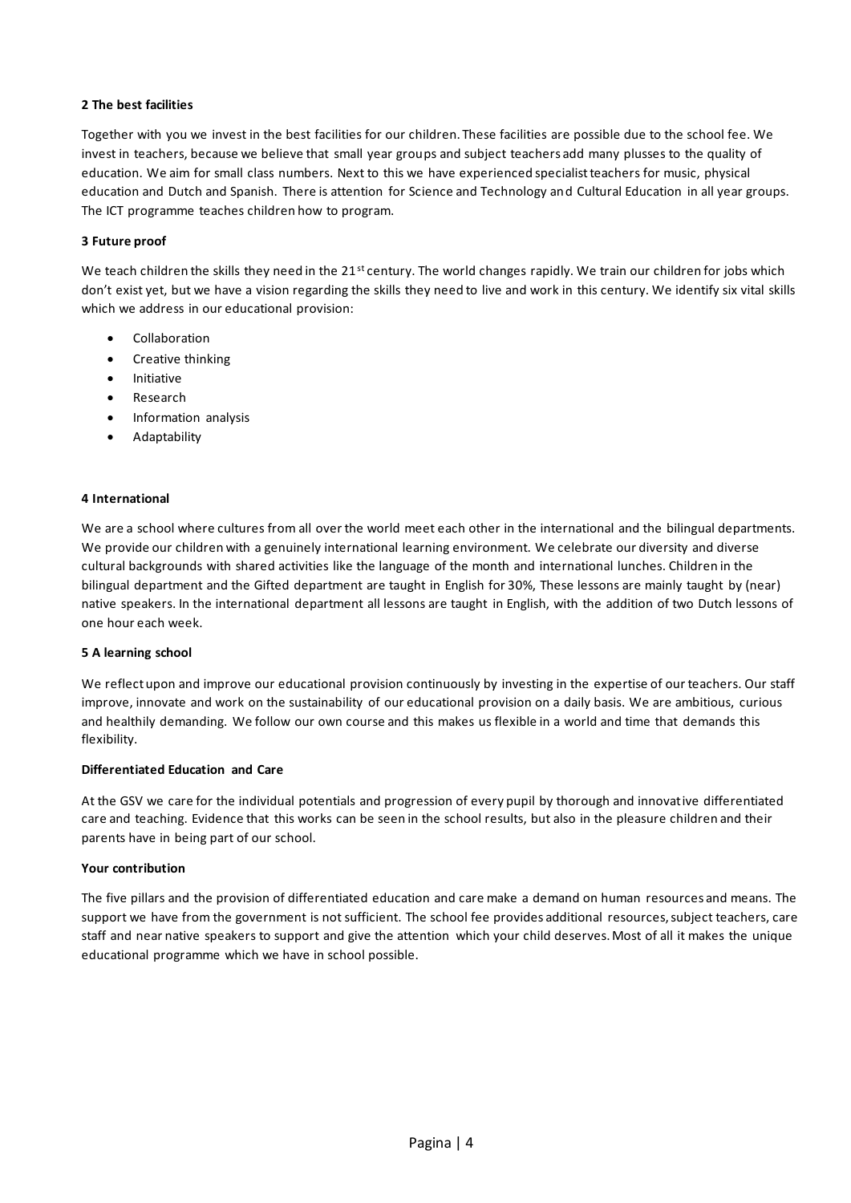**2 The best facilities**

Together with you we invest in the best facilities for our children. These facilities are possible due to the school fee. We invest in teachers, because we believe that small year groups and subject teachers add many plusses to the quality of education. We aim for small class numbers. Next to this we have experienced specialist teachers for music, physical education and Dutch and Spanish. There is attention for Science and Technology and Cultural Education in all year groups. The ICT programme teaches children how to program.

**3 Future proof**

We teach children the skills they need in the 21st century. The world changes rapidly. We train our children for jobs which don't exist yet, but we have a vision regarding the skills they need to live and work in this century. We identify six vital skills which we address in our educational provision:

- Collaboration
- Creative thinking
- Initiative
- Research
- Information analysis
- Adaptability

**4 International**

We are a school where cultures from all over the world meet each other in the international and the bilingual departments. We provide our children with a genuinely international learning environment. We celebrate our diversity and diverse cultural backgrounds with shared activities like the language of the month and international lunches. Children in the bilingual department and the Gifted department are taught in English for 30%, These lessons are mainly taught by (near) native speakers. In the international department all lessons are taught in English, with the addition of two Dutch lessons of one hour each week.

**5 A learning school**

We reflect upon and improve our educational provision continuously by investing in the expertise of our teachers. Our staff improve, innovate and work on the sustainability of our educational provision on a daily basis. We are ambitious, curious and healthily demanding. We follow our own course and this makes us flexible in a world and time that demands this flexibility.

**Differentiated Education and Care**

At the GSV we care for the individual potentials and progression of every pupil by thorough and innovative differentiated care and teaching. Evidence that this works can be seen in the school results, but also in the pleasure children and their parents have in being part of our school.

**Your contribution**

The five pillars and the provision of differentiated education and care make a demand on human resources and means. The support we have from the government is not sufficient. The school fee provides additional resources, subject teachers, care staff and near native speakers to support and give the attention which your child deserves. Most of all it makes the unique educational programme which we have in school possible.